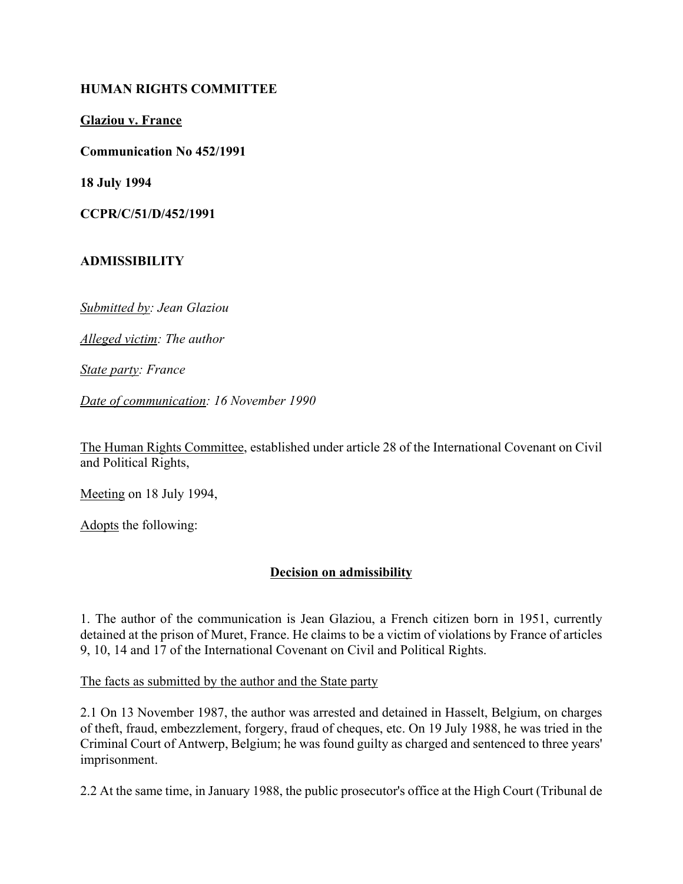**HUMAN RIGHTS COMMITTEE**

**Glaziou v. France**

**Communication No 452/1991**

**18 July 1994**

**CCPR/C/51/D/452/1991**

**ADMISSIBILITY**

*Submitted by: Jean Glaziou*

*Alleged victim: The author*

*State party: France*

*Date of communication: 16 November 1990*

The Human Rights Committee, established under article 28 of the International Covenant on Civil and Political Rights,

Meeting on 18 July 1994,

Adopts the following:

## Decision on admissibility

1. The author of the communication is Jean Glaziou, a French citizen born in 1951, currently detained at the prison of Muret, France. He claims to be a victim of violations by France of articles 9, 10, 14 and 17 of the International Covenant on Civil and Political Rights.

The facts as submitted by the author and the State party

2.1 On 13 November 1987, the author was arrested and detained in Hasselt, Belgium, on charges of theft, fraud, embezzlement, forgery, fraud of cheques, etc. On 19 July 1988, he was tried in the Criminal Court of Antwerp, Belgium; he was found guilty as charged and sentenced to three years' imprisonment.

2.2 At the same time, in January 1988, the public prosecutor's office at the High Court (Tribunal de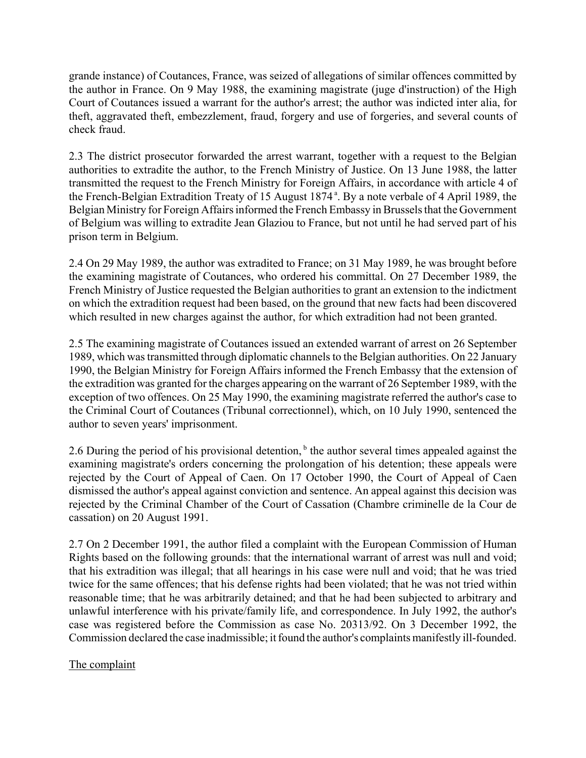grande instance) of Coutances, France, was seized of allegations of similar offences committed by the author in France. On 9 May 1988, the examining magistrate (juge d'instruction) of the High Court of Coutances issued a warrant for the author's arrest; the author was indicted inter alia, for theft, aggravated theft, embezzlement, fraud, forgery and use of forgeries, and several counts of check fraud.

2.3 The district prosecutor forwarded the arrest warrant, together with a request to the Belgian authorities to extradite the author, to the French Ministry of Justice. On 13 June 1988, the latter transmitted the request to the French Ministry for Foreign Affairs, in accordance with article 4 of the French-Belgian Extradition Treaty of 15 August 1874 [a]. By a note verbale of 4 April 1989, the Belgian Ministry for Foreign Affairs informed the French Embassy in Brussels that the Government of Belgium was willing to extradite Jean Glaziou to France, but not until he had served part of his prison term in Belgium.

2.4 On 29 May 1989, the author was extradited to France; on 31 May 1989, he was brought before the examining magistrate of Coutances, who ordered his committal. On 27 December 1989, the French Ministry of Justice requested the Belgian authorities to grant an extension to the indictment on which the extradition request had been based, on the ground that new facts had been discovered which resulted in new charges against the author, for which extradition had not been granted.

2.5 The examining magistrate of Coutances issued an extended warrant of arrest on 26 September 1989, which was transmitted through diplomatic channels to the Belgian authorities. On 22 January 1990, the Belgian Ministry for Foreign Affairs informed the French Embassy that the extension of the extradition was granted for the charges appearing on the warrant of 26 September 1989, with the exception of two offences. On 25 May 1990, the examining magistrate referred the author's case to the Criminal Court of Coutances (Tribunal correctionnel), which, on 10 July 1990, sentenced the author to seven years' imprisonment.

2.6 During the period of his provisional detention, [b] the author several times appealed against the examining magistrate's orders concerning the prolongation of his detention; these appeals were rejected by the Court of Appeal of Caen. On 17 October 1990, the Court of Appeal of Caen dismissed the author's appeal against conviction and sentence. An appeal against this decision was rejected by the Criminal Chamber of the Court of Cassation (Chambre criminelle de la Cour de cassation) on 20 August 1991.

2.7 On 2 December 1991, the author filed a complaint with the European Commission of Human Rights based on the following grounds: that the international warrant of arrest was null and void; that his extradition was illegal; that all hearings in his case were null and void; that he was tried twice for the same offences; that his defense rights had been violated; that he was not tried within reasonable time; that he was arbitrarily detained; and that he had been subjected to arbitrary and unlawful interference with his private/family life, and correspondence. In July 1992, the author's case was registered before the Commission as case No. 20313/92. On 3 December 1992, the Commission declared the case inadmissible; it found the author's complaints manifestly ill-founded.

## The complaint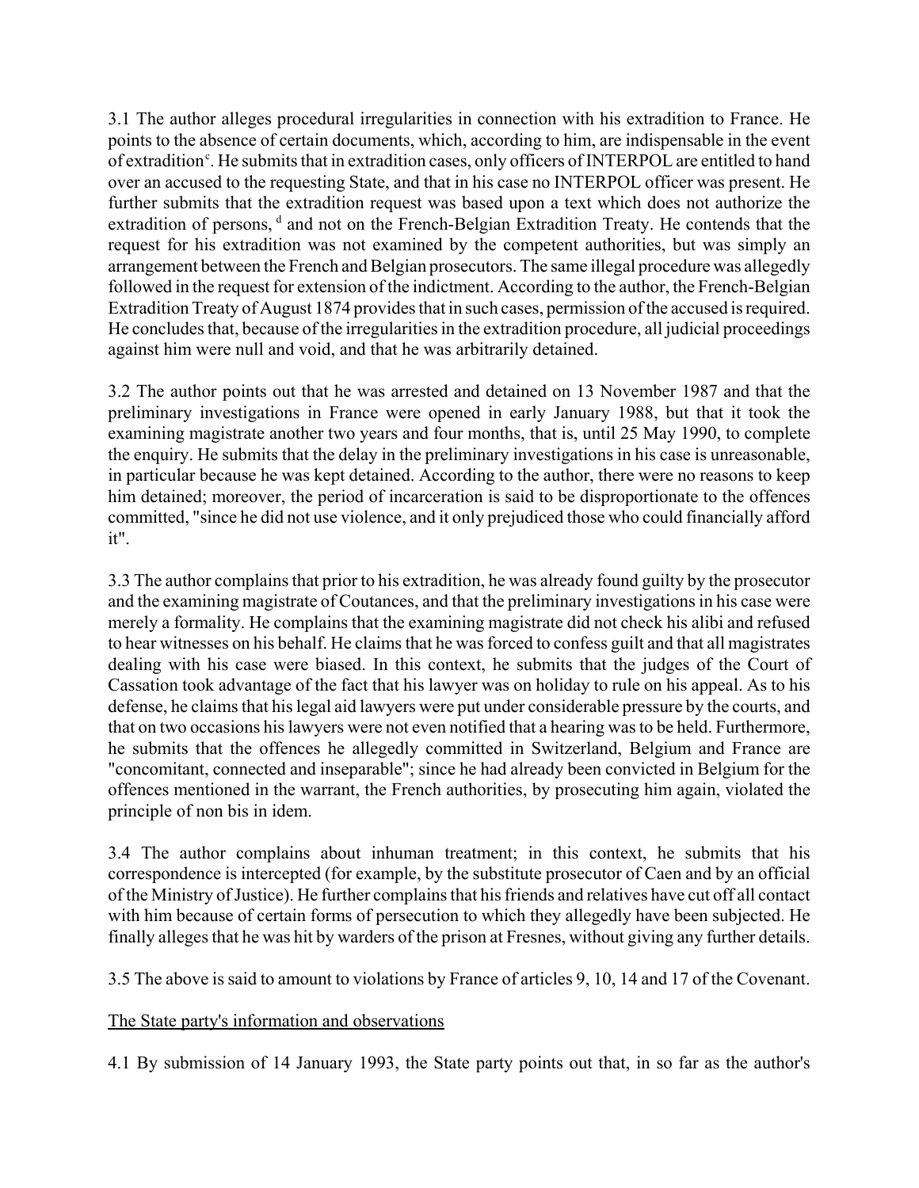3.1 The author alleges procedural irregularities in connection with his extradition to France. He points to the absence of certain documents, which, according to him, are indispensable in the event of extradition[c]. He submits that in extradition cases, only officers of INTERPOL are entitled to hand over an accused to the requesting State, and that in his case no INTERPOL officer was present. He further submits that the extradition request was based upon a text which does not authorize the extradition of persons, [d] and not on the French-Belgian Extradition Treaty. He contends that the request for his extradition was not examined by the competent authorities, but was simply an arrangement between the French and Belgian prosecutors. The same illegal procedure was allegedly followed in the request for extension of the indictment. According to the author, the French-Belgian Extradition Treaty of August 1874 provides that in such cases, permission of the accused is required. He concludes that, because of the irregularities in the extradition procedure, all judicial proceedings against him were null and void, and that he was arbitrarily detained.

3.2 The author points out that he was arrested and detained on 13 November 1987 and that the preliminary investigations in France were opened in early January 1988, but that it took the examining magistrate another two years and four months, that is, until 25 May 1990, to complete the enquiry. He submits that the delay in the preliminary investigations in his case is unreasonable, in particular because he was kept detained. According to the author, there were no reasons to keep him detained; moreover, the period of incarceration is said to be disproportionate to the offences committed, "since he did not use violence, and it only prejudiced those who could financially afford it".

3.3 The author complains that prior to his extradition, he was already found guilty by the prosecutor and the examining magistrate of Coutances, and that the preliminary investigations in his case were merely a formality. He complains that the examining magistrate did not check his alibi and refused to hear witnesses on his behalf. He claims that he was forced to confess guilt and that all magistrates dealing with his case were biased. In this context, he submits that the judges of the Court of Cassation took advantage of the fact that his lawyer was on holiday to rule on his appeal. As to his defense, he claims that his legal aid lawyers were put under considerable pressure by the courts, and that on two occasions his lawyers were not even notified that a hearing was to be held. Furthermore, he submits that the offences he allegedly committed in Switzerland, Belgium and France are "concomitant, connected and inseparable"; since he had already been convicted in Belgium for the offences mentioned in the warrant, the French authorities, by prosecuting him again, violated the principle of non bis in idem.

3.4 The author complains about inhuman treatment; in this context, he submits that his correspondence is intercepted (for example, by the substitute prosecutor of Caen and by an official of the Ministry of Justice). He further complains that his friends and relatives have cut off all contact with him because of certain forms of persecution to which they allegedly have been subjected. He finally alleges that he was hit by warders of the prison at Fresnes, without giving any further details.

3.5 The above is said to amount to violations by France of articles 9, 10, 14 and 17 of the Covenant.

<u>The State party's information and observations</u>

4.1 By submission of 14 January 1993, the State party points out that, in so far as the author's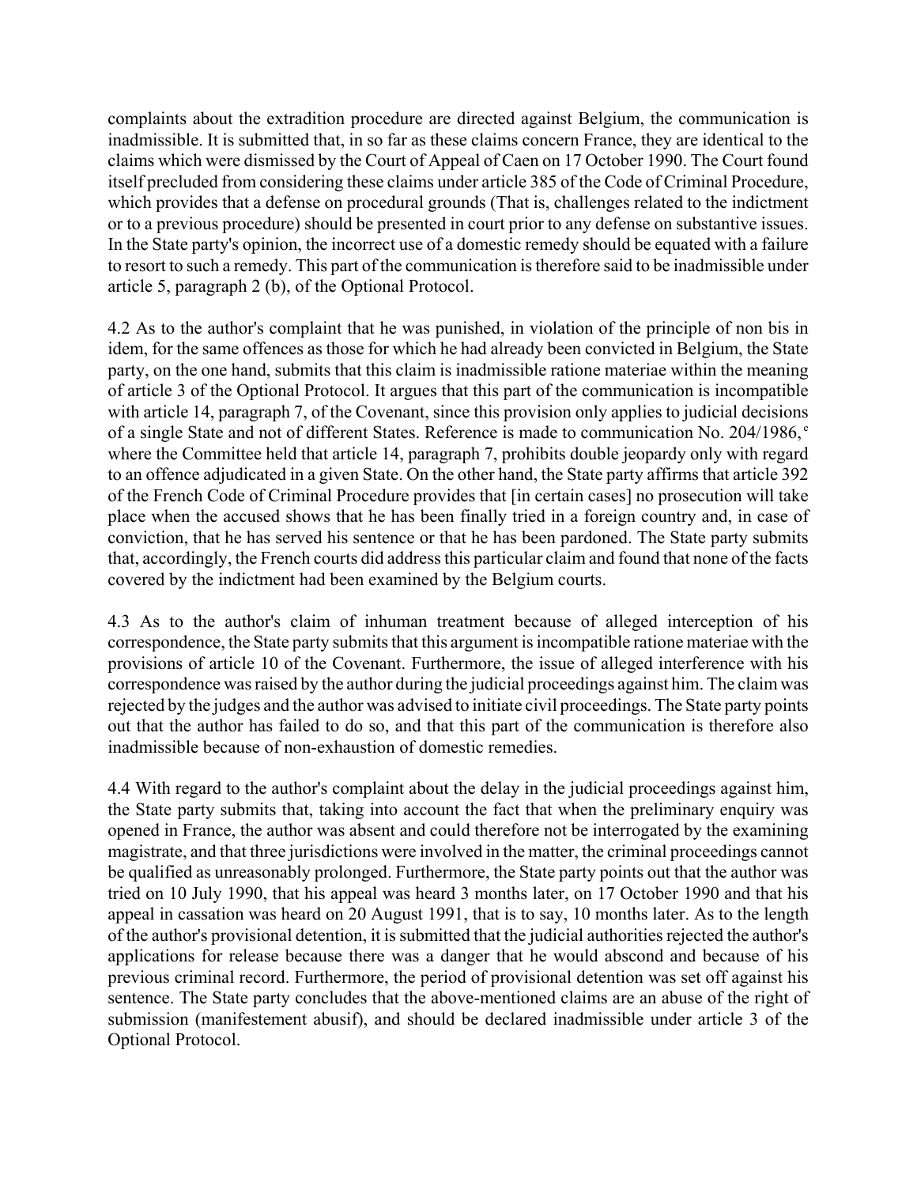complaints about the extradition procedure are directed against Belgium, the communication is inadmissible. It is submitted that, in so far as these claims concern France, they are identical to the claims which were dismissed by the Court of Appeal of Caen on 17 October 1990. The Court found itself precluded from considering these claims under article 385 of the Code of Criminal Procedure, which provides that a defense on procedural grounds (That is, challenges related to the indictment or to a previous procedure) should be presented in court prior to any defense on substantive issues. In the State party's opinion, the incorrect use of a domestic remedy should be equated with a failure to resort to such a remedy. This part of the communication is therefore said to be inadmissible under article 5, paragraph 2 (b), of the Optional Protocol.

4.2 As to the author's complaint that he was punished, in violation of the principle of non bis in idem, for the same offences as those for which he had already been convicted in Belgium, the State party, on the one hand, submits that this claim is inadmissible ratione materiae within the meaning of article 3 of the Optional Protocol. It argues that this part of the communication is incompatible with article 14, paragraph 7, of the Covenant, since this provision only applies to judicial decisions of a single State and not of different States. Reference is made to communication No. 204/1986,[e] where the Committee held that article 14, paragraph 7, prohibits double jeopardy only with regard to an offence adjudicated in a given State. On the other hand, the State party affirms that article 392 of the French Code of Criminal Procedure provides that [in certain cases] no prosecution will take place when the accused shows that he has been finally tried in a foreign country and, in case of conviction, that he has served his sentence or that he has been pardoned. The State party submits that, accordingly, the French courts did address this particular claim and found that none of the facts covered by the indictment had been examined by the Belgium courts.

4.3 As to the author's claim of inhuman treatment because of alleged interception of his correspondence, the State party submits that this argument is incompatible ratione materiae with the provisions of article 10 of the Covenant. Furthermore, the issue of alleged interference with his correspondence was raised by the author during the judicial proceedings against him. The claim was rejected by the judges and the author was advised to initiate civil proceedings. The State party points out that the author has failed to do so, and that this part of the communication is therefore also inadmissible because of non-exhaustion of domestic remedies.

4.4 With regard to the author's complaint about the delay in the judicial proceedings against him, the State party submits that, taking into account the fact that when the preliminary enquiry was opened in France, the author was absent and could therefore not be interrogated by the examining magistrate, and that three jurisdictions were involved in the matter, the criminal proceedings cannot be qualified as unreasonably prolonged. Furthermore, the State party points out that the author was tried on 10 July 1990, that his appeal was heard 3 months later, on 17 October 1990 and that his appeal in cassation was heard on 20 August 1991, that is to say, 10 months later. As to the length of the author's provisional detention, it is submitted that the judicial authorities rejected the author's applications for release because there was a danger that he would abscond and because of his previous criminal record. Furthermore, the period of provisional detention was set off against his sentence. The State party concludes that the above-mentioned claims are an abuse of the right of submission (manifestement abusif), and should be declared inadmissible under article 3 of the Optional Protocol.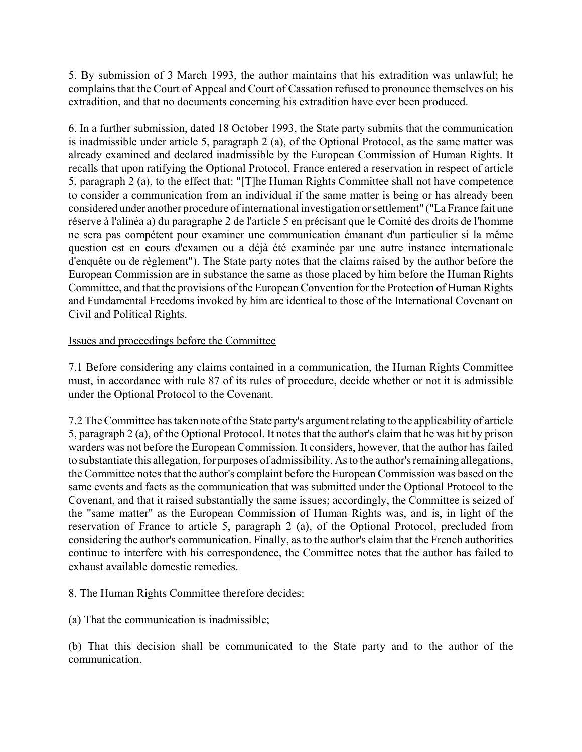5. By submission of 3 March 1993, the author maintains that his extradition was unlawful; he complains that the Court of Appeal and Court of Cassation refused to pronounce themselves on his extradition, and that no documents concerning his extradition have ever been produced.

6. In a further submission, dated 18 October 1993, the State party submits that the communication is inadmissible under article 5, paragraph 2 (a), of the Optional Protocol, as the same matter was already examined and declared inadmissible by the European Commission of Human Rights. It recalls that upon ratifying the Optional Protocol, France entered a reservation in respect of article 5, paragraph 2 (a), to the effect that: "[T]he Human Rights Committee shall not have competence to consider a communication from an individual if the same matter is being or has already been considered under another procedure of international investigation or settlement" ("La France fait une réserve à l'alinéa a) du paragraphe 2 de l'article 5 en précisant que le Comité des droits de l'homme ne sera pas compétent pour examiner une communication émanant d'un particulier si la même question est en cours d'examen ou a déjà été examinée par une autre instance internationale d'enquête ou de règlement"). The State party notes that the claims raised by the author before the European Commission are in substance the same as those placed by him before the Human Rights Committee, and that the provisions of the European Convention for the Protection of Human Rights and Fundamental Freedoms invoked by him are identical to those of the International Covenant on Civil and Political Rights.

## Issues and proceedings before the Committee

7.1 Before considering any claims contained in a communication, the Human Rights Committee must, in accordance with rule 87 of its rules of procedure, decide whether or not it is admissible under the Optional Protocol to the Covenant.

7.2 The Committee has taken note of the State party's argument relating to the applicability of article 5, paragraph 2 (a), of the Optional Protocol. It notes that the author's claim that he was hit by prison warders was not before the European Commission. It considers, however, that the author has failed to substantiate this allegation, for purposes of admissibility. As to the author's remaining allegations, the Committee notes that the author's complaint before the European Commission was based on the same events and facts as the communication that was submitted under the Optional Protocol to the Covenant, and that it raised substantially the same issues; accordingly, the Committee is seized of the "same matter" as the European Commission of Human Rights was, and is, in light of the reservation of France to article 5, paragraph 2 (a), of the Optional Protocol, precluded from considering the author's communication. Finally, as to the author's claim that the French authorities continue to interfere with his correspondence, the Committee notes that the author has failed to exhaust available domestic remedies.

8. The Human Rights Committee therefore decides:

(a) That the communication is inadmissible;

(b) That this decision shall be communicated to the State party and to the author of the communication.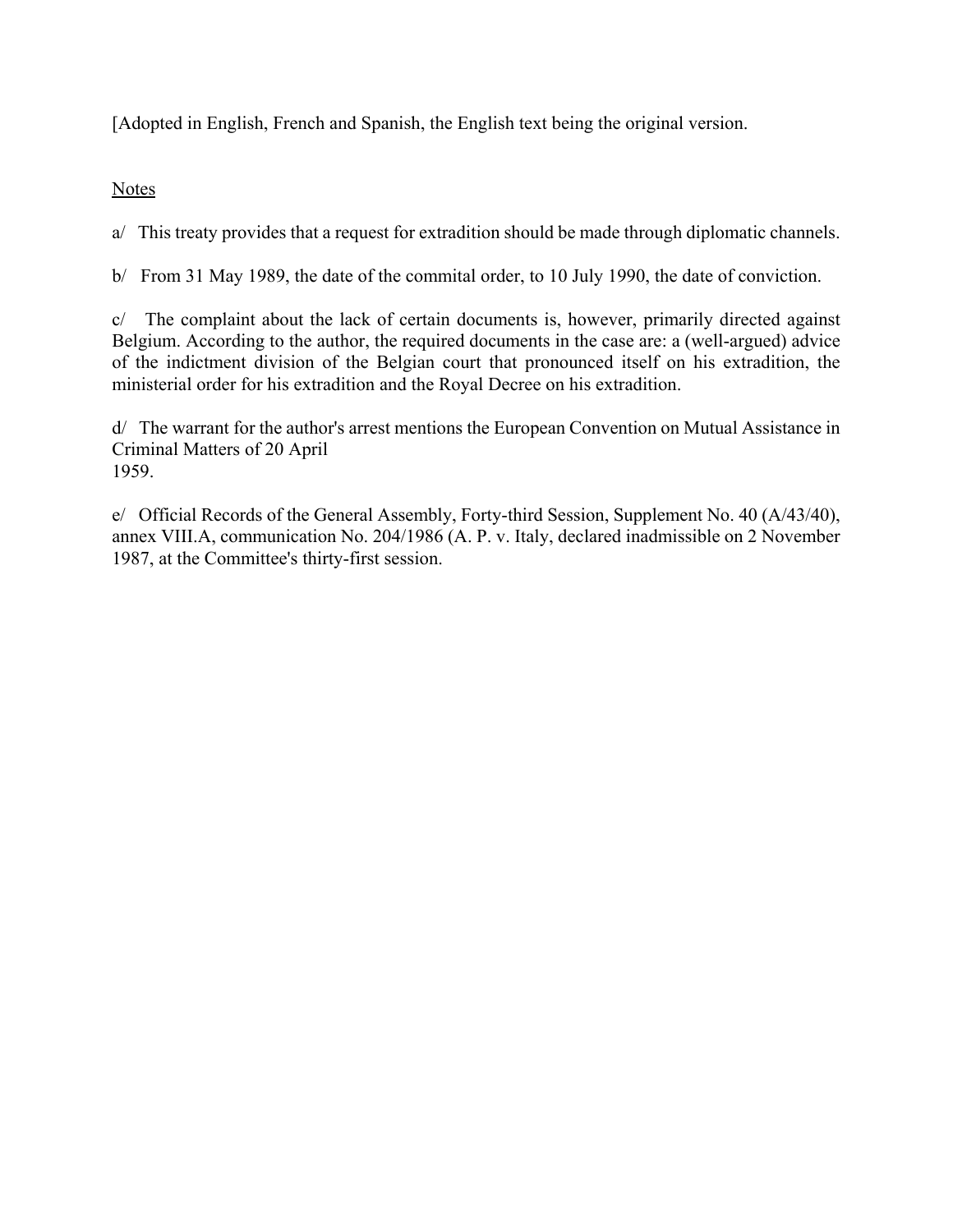[Adopted in English, French and Spanish, the English text being the original version.

Notes

a/ This treaty provides that a request for extradition should be made through diplomatic channels.

b/ From 31 May 1989, the date of the commital order, to 10 July 1990, the date of conviction.

c/ The complaint about the lack of certain documents is, however, primarily directed against Belgium. According to the author, the required documents in the case are: a (well-argued) advice of the indictment division of the Belgian court that pronounced itself on his extradition, the ministerial order for his extradition and the Royal Decree on his extradition.

d/ The warrant for the author's arrest mentions the European Convention on Mutual Assistance in Criminal Matters of 20 April 1959.

e/ Official Records of the General Assembly, Forty-third Session, Supplement No. 40 (A/43/40), annex VIII.A, communication No. 204/1986 (A. P. v. Italy, declared inadmissible on 2 November 1987, at the Committee's thirty-first session.